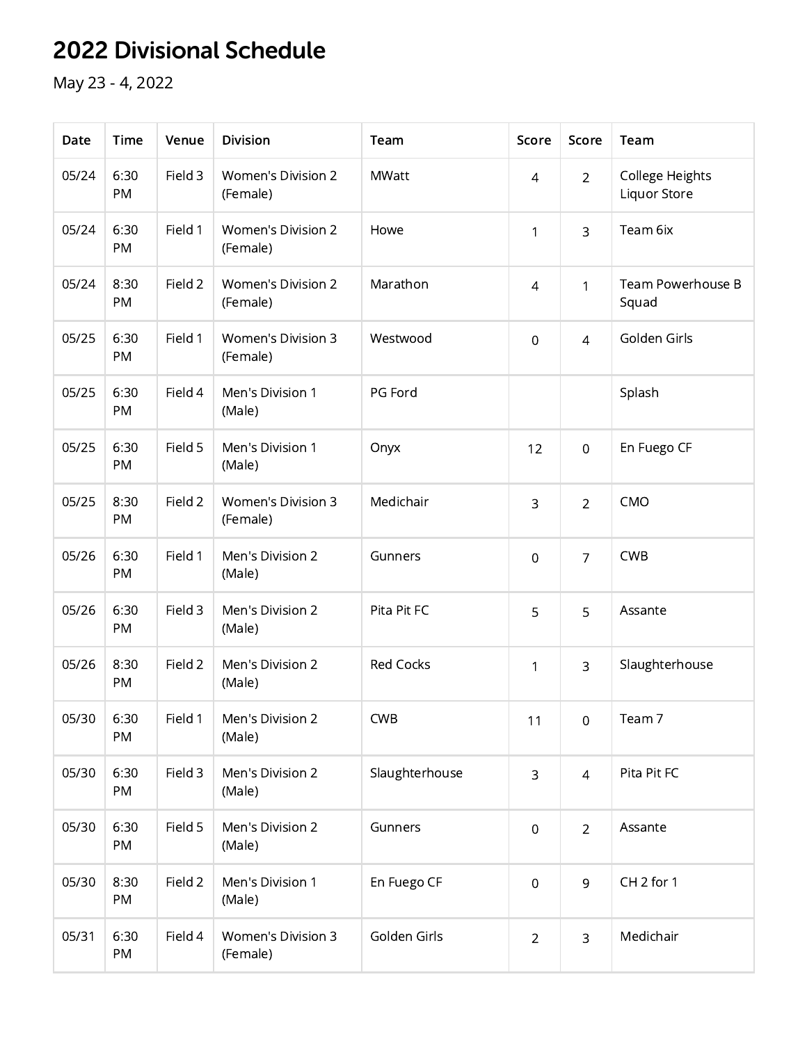# 2022 Divisional Schedule

May 23 - 4, 2022

| Date | Time | Venue | Division | Team | Score | Score | Team |
|---|---|---|---|---|---|---|---|
| 05/24 | 6:30 PM | Field 3 | Women's Division 2 (Female) | MWatt | 4 | 2 | College Heights Liquor Store |
| 05/24 | 6:30 PM | Field 1 | Women's Division 2 (Female) | Howe | 1 | 3 | Team 6ix |
| 05/24 | 8:30 PM | Field 2 | Women's Division 2 (Female) | Marathon | 4 | 1 | Team Powerhouse B Squad |
| 05/25 | 6:30 PM | Field 1 | Women's Division 3 (Female) | Westwood | 0 | 4 | Golden Girls |
| 05/25 | 6:30 PM | Field 4 | Men's Division 1 (Male) | PG Ford | | | Splash |
| 05/25 | 6:30 PM | Field 5 | Men's Division 1 (Male) | Onyx | 12 | 0 | En Fuego CF |
| 05/25 | 8:30 PM | Field 2 | Women's Division 3 (Female) | Medichair | 3 | 2 | CMO |
| 05/26 | 6:30 PM | Field 1 | Men's Division 2 (Male) | Gunners | 0 | 7 | CWB |
| 05/26 | 6:30 PM | Field 3 | Men's Division 2 (Male) | Pita Pit FC | 5 | 5 | Assante |
| 05/26 | 8:30 PM | Field 2 | Men's Division 2 (Male) | Red Cocks | 1 | 3 | Slaughterhouse |
| 05/30 | 6:30 PM | Field 1 | Men's Division 2 (Male) | CWB | 11 | 0 | Team 7 |
| 05/30 | 6:30 PM | Field 3 | Men's Division 2 (Male) | Slaughterhouse | 3 | 4 | Pita Pit FC |
| 05/30 | 6:30 PM | Field 5 | Men's Division 2 (Male) | Gunners | 0 | 2 | Assante |
| 05/30 | 8:30 PM | Field 2 | Men's Division 1 (Male) | En Fuego CF | 0 | 9 | CH 2 for 1 |
| 05/31 | 6:30 PM | Field 4 | Women's Division 3 (Female) | Golden Girls | 2 | 3 | Medichair |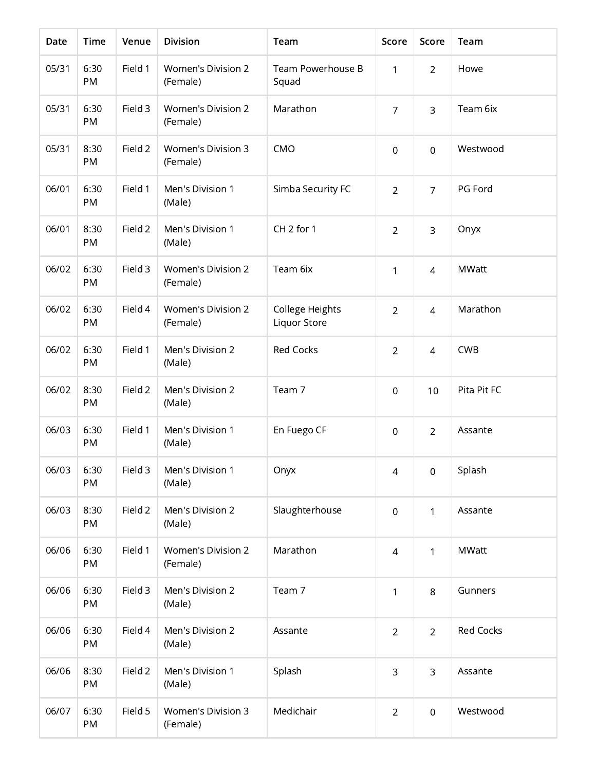| Date | Time | Venue | Division | Team | Score | Score | Team |
|---|---|---|---|---|---|---|---|
| 05/31 | 6:30 PM | Field 1 | Women's Division 2 (Female) | Team Powerhouse B Squad | 1 | 2 | Howe |
| 05/31 | 6:30 PM | Field 3 | Women's Division 2 (Female) | Marathon | 7 | 3 | Team 6ix |
| 05/31 | 8:30 PM | Field 2 | Women's Division 3 (Female) | CMO | 0 | 0 | Westwood |
| 06/01 | 6:30 PM | Field 1 | Men's Division 1 (Male) | Simba Security FC | 2 | 7 | PG Ford |
| 06/01 | 8:30 PM | Field 2 | Men's Division 1 (Male) | CH 2 for 1 | 2 | 3 | Onyx |
| 06/02 | 6:30 PM | Field 3 | Women's Division 2 (Female) | Team 6ix | 1 | 4 | MWatt |
| 06/02 | 6:30 PM | Field 4 | Women's Division 2 (Female) | College Heights Liquor Store | 2 | 4 | Marathon |
| 06/02 | 6:30 PM | Field 1 | Men's Division 2 (Male) | Red Cocks | 2 | 4 | CWB |
| 06/02 | 8:30 PM | Field 2 | Men's Division 2 (Male) | Team 7 | 0 | 10 | Pita Pit FC |
| 06/03 | 6:30 PM | Field 1 | Men's Division 1 (Male) | En Fuego CF | 0 | 2 | Assante |
| 06/03 | 6:30 PM | Field 3 | Men's Division 1 (Male) | Onyx | 4 | 0 | Splash |
| 06/03 | 8:30 PM | Field 2 | Men's Division 2 (Male) | Slaughterhouse | 0 | 1 | Assante |
| 06/06 | 6:30 PM | Field 1 | Women's Division 2 (Female) | Marathon | 4 | 1 | MWatt |
| 06/06 | 6:30 PM | Field 3 | Men's Division 2 (Male) | Team 7 | 1 | 8 | Gunners |
| 06/06 | 6:30 PM | Field 4 | Men's Division 2 (Male) | Assante | 2 | 2 | Red Cocks |
| 06/06 | 8:30 PM | Field 2 | Men's Division 1 (Male) | Splash | 3 | 3 | Assante |
| 06/07 | 6:30 PM | Field 5 | Women's Division 3 (Female) | Medichair | 2 | 0 | Westwood |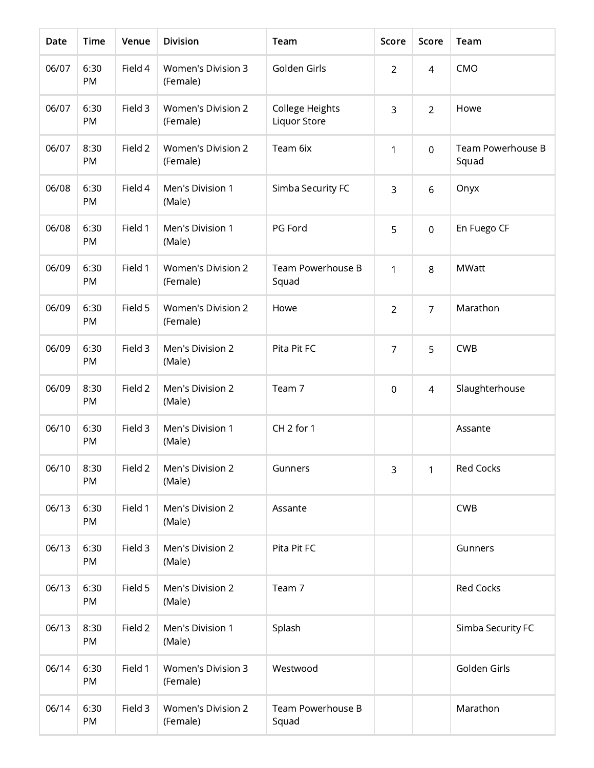| Date | Time | Venue | Division | Team | Score | Score | Team |
|---|---|---|---|---|---|---|---|
| 06/07 | 6:30 PM | Field 4 | Women's Division 3 (Female) | Golden Girls | 2 | 4 | CMO |
| 06/07 | 6:30 PM | Field 3 | Women's Division 2 (Female) | College Heights Liquor Store | 3 | 2 | Howe |
| 06/07 | 8:30 PM | Field 2 | Women's Division 2 (Female) | Team 6ix | 1 | 0 | Team Powerhouse B Squad |
| 06/08 | 6:30 PM | Field 4 | Men's Division 1 (Male) | Simba Security FC | 3 | 6 | Onyx |
| 06/08 | 6:30 PM | Field 1 | Men's Division 1 (Male) | PG Ford | 5 | 0 | En Fuego CF |
| 06/09 | 6:30 PM | Field 1 | Women's Division 2 (Female) | Team Powerhouse B Squad | 1 | 8 | MWatt |
| 06/09 | 6:30 PM | Field 5 | Women's Division 2 (Female) | Howe | 2 | 7 | Marathon |
| 06/09 | 6:30 PM | Field 3 | Men's Division 2 (Male) | Pita Pit FC | 7 | 5 | CWB |
| 06/09 | 8:30 PM | Field 2 | Men's Division 2 (Male) | Team 7 | 0 | 4 | Slaughterhouse |
| 06/10 | 6:30 PM | Field 3 | Men's Division 1 (Male) | CH 2 for 1 | | | Assante |
| 06/10 | 8:30 PM | Field 2 | Men's Division 2 (Male) | Gunners | 3 | 1 | Red Cocks |
| 06/13 | 6:30 PM | Field 1 | Men's Division 2 (Male) | Assante | | | CWB |
| 06/13 | 6:30 PM | Field 3 | Men's Division 2 (Male) | Pita Pit FC | | | Gunners |
| 06/13 | 6:30 PM | Field 5 | Men's Division 2 (Male) | Team 7 | | | Red Cocks |
| 06/13 | 8:30 PM | Field 2 | Men's Division 1 (Male) | Splash | | | Simba Security FC |
| 06/14 | 6:30 PM | Field 1 | Women's Division 3 (Female) | Westwood | | | Golden Girls |
| 06/14 | 6:30 PM | Field 3 | Women's Division 2 (Female) | Team Powerhouse B Squad | | | Marathon |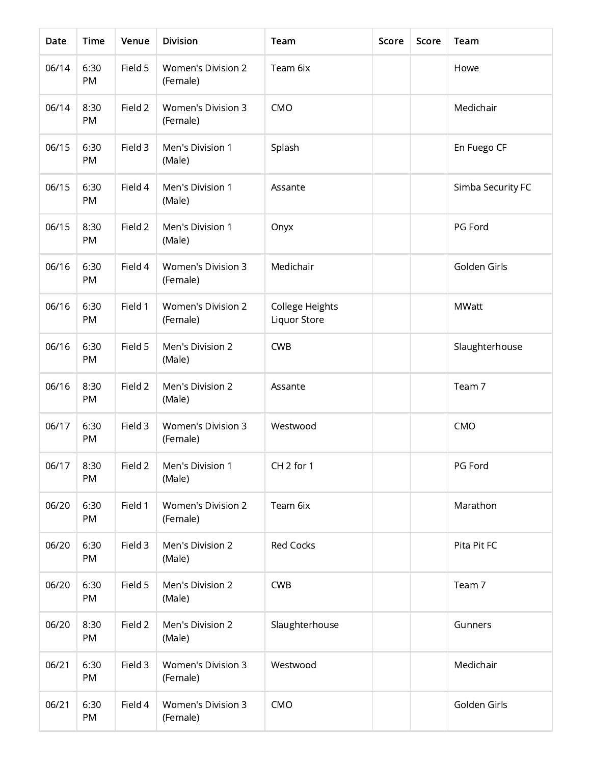| Date | Time | Venue | Division | Team | Score | Score | Team |
|---|---|---|---|---|---|---|---|
| 06/14 | 6:30 PM | Field 5 | Women's Division 2 (Female) | Team 6ix | | | Howe |
| 06/14 | 8:30 PM | Field 2 | Women's Division 3 (Female) | CMO | | | Medichair |
| 06/15 | 6:30 PM | Field 3 | Men's Division 1 (Male) | Splash | | | En Fuego CF |
| 06/15 | 6:30 PM | Field 4 | Men's Division 1 (Male) | Assante | | | Simba Security FC |
| 06/15 | 8:30 PM | Field 2 | Men's Division 1 (Male) | Onyx | | | PG Ford |
| 06/16 | 6:30 PM | Field 4 | Women's Division 3 (Female) | Medichair | | | Golden Girls |
| 06/16 | 6:30 PM | Field 1 | Women's Division 2 (Female) | College Heights Liquor Store | | | MWatt |
| 06/16 | 6:30 PM | Field 5 | Men's Division 2 (Male) | CWB | | | Slaughterhouse |
| 06/16 | 8:30 PM | Field 2 | Men's Division 2 (Male) | Assante | | | Team 7 |
| 06/17 | 6:30 PM | Field 3 | Women's Division 3 (Female) | Westwood | | | CMO |
| 06/17 | 8:30 PM | Field 2 | Men's Division 1 (Male) | CH 2 for 1 | | | PG Ford |
| 06/20 | 6:30 PM | Field 1 | Women's Division 2 (Female) | Team 6ix | | | Marathon |
| 06/20 | 6:30 PM | Field 3 | Men's Division 2 (Male) | Red Cocks | | | Pita Pit FC |
| 06/20 | 6:30 PM | Field 5 | Men's Division 2 (Male) | CWB | | | Team 7 |
| 06/20 | 8:30 PM | Field 2 | Men's Division 2 (Male) | Slaughterhouse | | | Gunners |
| 06/21 | 6:30 PM | Field 3 | Women's Division 3 (Female) | Westwood | | | Medichair |
| 06/21 | 6:30 PM | Field 4 | Women's Division 3 (Female) | CMO | | | Golden Girls |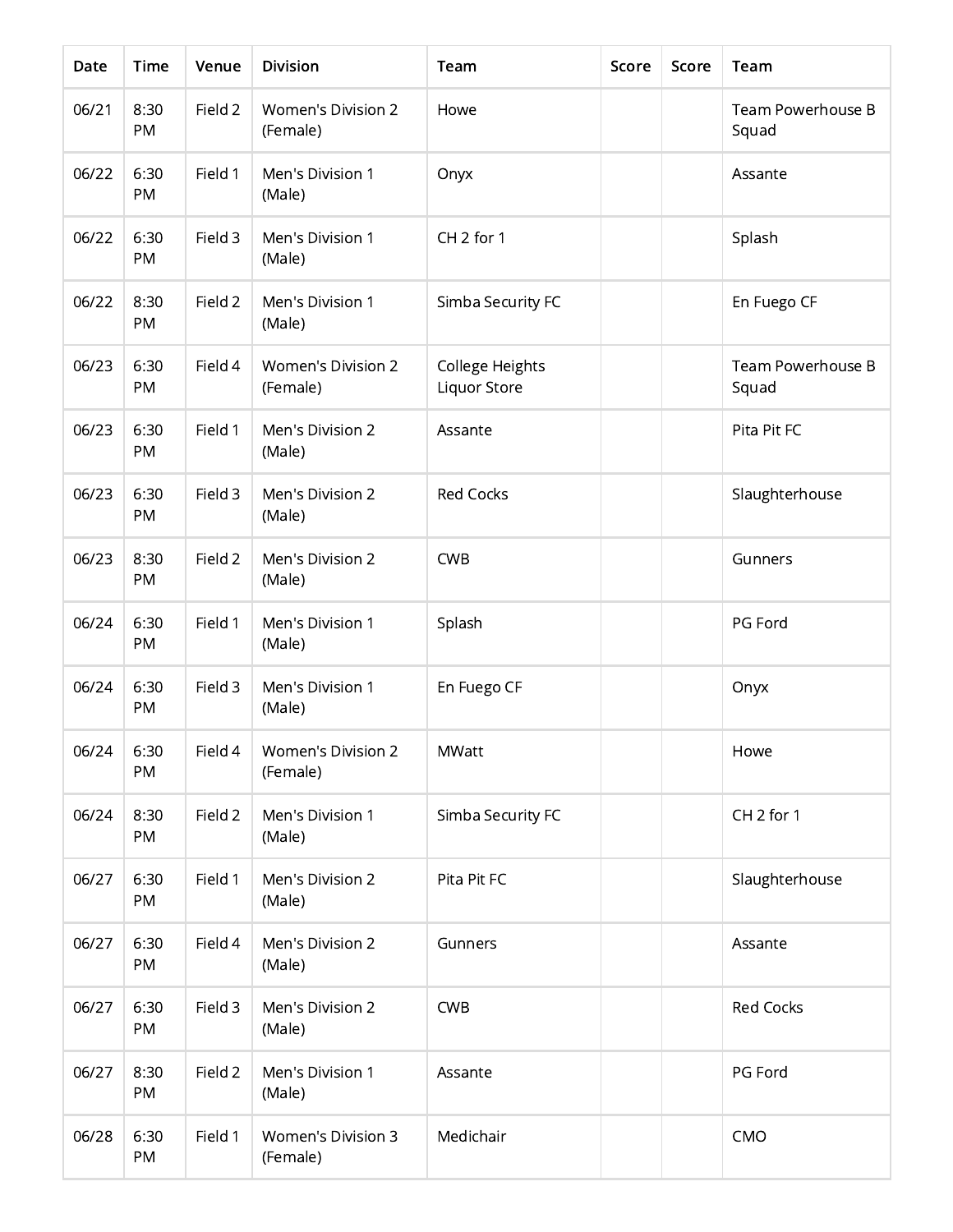| Date | Time | Venue | Division | Team | Score | Score | Team |
|---|---|---|---|---|---|---|---|
| 06/21 | 8:30 PM | Field 2 | Women's Division 2 (Female) | Howe | | | Team Powerhouse B Squad |
| 06/22 | 6:30 PM | Field 1 | Men's Division 1 (Male) | Onyx | | | Assante |
| 06/22 | 6:30 PM | Field 3 | Men's Division 1 (Male) | CH 2 for 1 | | | Splash |
| 06/22 | 8:30 PM | Field 2 | Men's Division 1 (Male) | Simba Security FC | | | En Fuego CF |
| 06/23 | 6:30 PM | Field 4 | Women's Division 2 (Female) | College Heights Liquor Store | | | Team Powerhouse B Squad |
| 06/23 | 6:30 PM | Field 1 | Men's Division 2 (Male) | Assante | | | Pita Pit FC |
| 06/23 | 6:30 PM | Field 3 | Men's Division 2 (Male) | Red Cocks | | | Slaughterhouse |
| 06/23 | 8:30 PM | Field 2 | Men's Division 2 (Male) | CWB | | | Gunners |
| 06/24 | 6:30 PM | Field 1 | Men's Division 1 (Male) | Splash | | | PG Ford |
| 06/24 | 6:30 PM | Field 3 | Men's Division 1 (Male) | En Fuego CF | | | Onyx |
| 06/24 | 6:30 PM | Field 4 | Women's Division 2 (Female) | MWatt | | | Howe |
| 06/24 | 8:30 PM | Field 2 | Men's Division 1 (Male) | Simba Security FC | | | CH 2 for 1 |
| 06/27 | 6:30 PM | Field 1 | Men's Division 2 (Male) | Pita Pit FC | | | Slaughterhouse |
| 06/27 | 6:30 PM | Field 4 | Men's Division 2 (Male) | Gunners | | | Assante |
| 06/27 | 6:30 PM | Field 3 | Men's Division 2 (Male) | CWB | | | Red Cocks |
| 06/27 | 8:30 PM | Field 2 | Men's Division 1 (Male) | Assante | | | PG Ford |
| 06/28 | 6:30 PM | Field 1 | Women's Division 3 (Female) | Medichair | | | CMO |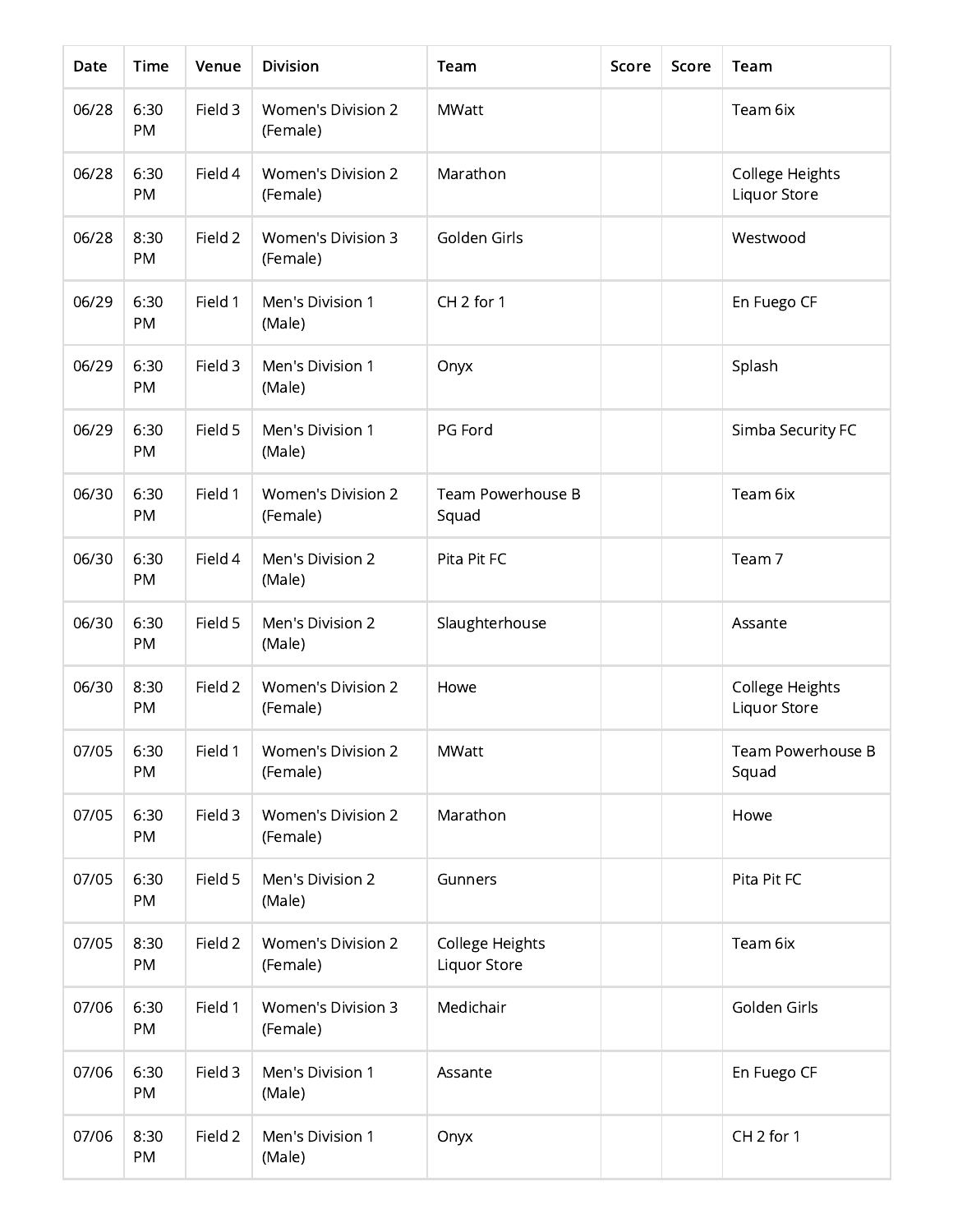| Date | Time | Venue | Division | Team | Score | Score | Team |
|---|---|---|---|---|---|---|---|
| 06/28 | 6:30 PM | Field 3 | Women's Division 2 (Female) | MWatt | | | Team 6ix |
| 06/28 | 6:30 PM | Field 4 | Women's Division 2 (Female) | Marathon | | | College Heights Liquor Store |
| 06/28 | 8:30 PM | Field 2 | Women's Division 3 (Female) | Golden Girls | | | Westwood |
| 06/29 | 6:30 PM | Field 1 | Men's Division 1 (Male) | CH 2 for 1 | | | En Fuego CF |
| 06/29 | 6:30 PM | Field 3 | Men's Division 1 (Male) | Onyx | | | Splash |
| 06/29 | 6:30 PM | Field 5 | Men's Division 1 (Male) | PG Ford | | | Simba Security FC |
| 06/30 | 6:30 PM | Field 1 | Women's Division 2 (Female) | Team Powerhouse B Squad | | | Team 6ix |
| 06/30 | 6:30 PM | Field 4 | Men's Division 2 (Male) | Pita Pit FC | | | Team 7 |
| 06/30 | 6:30 PM | Field 5 | Men's Division 2 (Male) | Slaughterhouse | | | Assante |
| 06/30 | 8:30 PM | Field 2 | Women's Division 2 (Female) | Howe | | | College Heights Liquor Store |
| 07/05 | 6:30 PM | Field 1 | Women's Division 2 (Female) | MWatt | | | Team Powerhouse B Squad |
| 07/05 | 6:30 PM | Field 3 | Women's Division 2 (Female) | Marathon | | | Howe |
| 07/05 | 6:30 PM | Field 5 | Men's Division 2 (Male) | Gunners | | | Pita Pit FC |
| 07/05 | 8:30 PM | Field 2 | Women's Division 2 (Female) | College Heights Liquor Store | | | Team 6ix |
| 07/06 | 6:30 PM | Field 1 | Women's Division 3 (Female) | Medichair | | | Golden Girls |
| 07/06 | 6:30 PM | Field 3 | Men's Division 1 (Male) | Assante | | | En Fuego CF |
| 07/06 | 8:30 PM | Field 2 | Men's Division 1 (Male) | Onyx | | | CH 2 for 1 |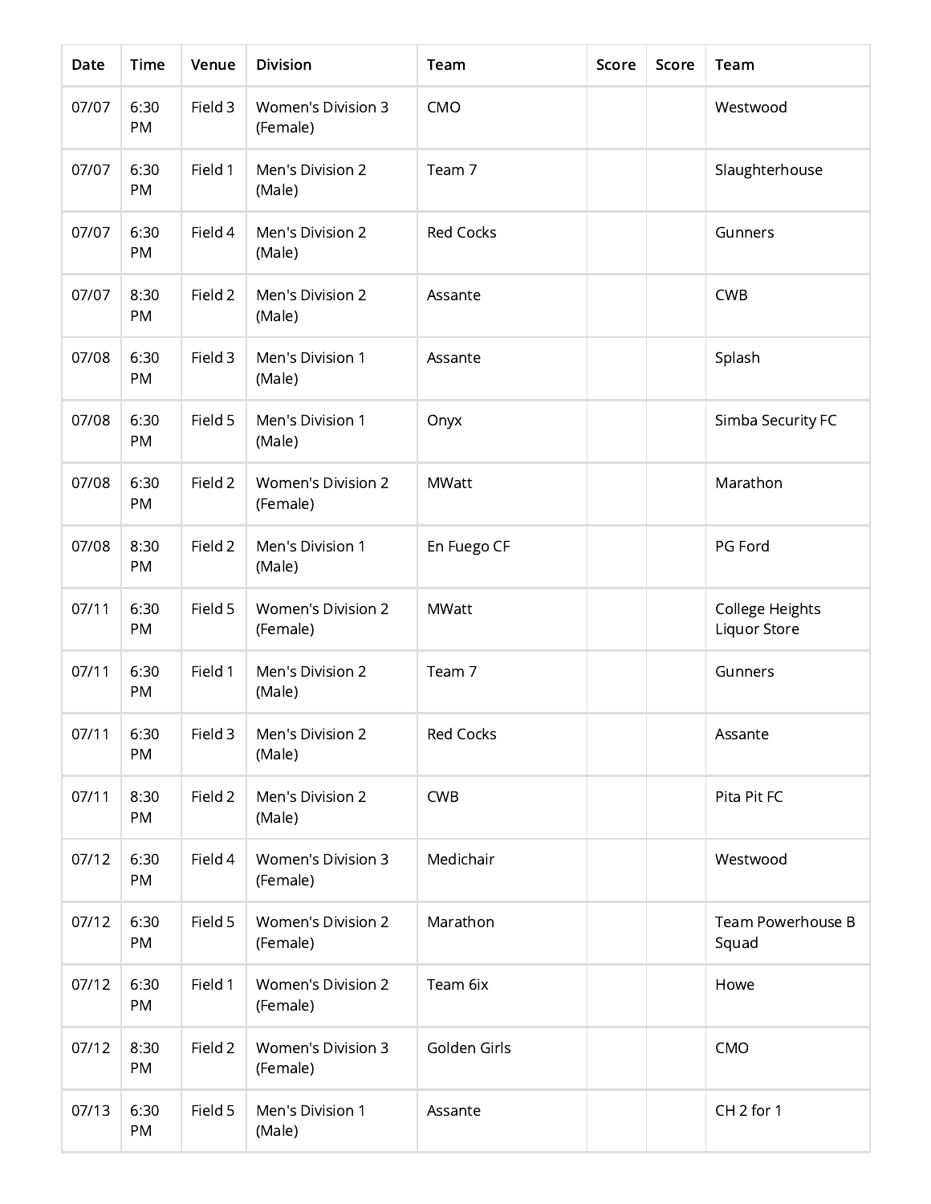| Date | Time | Venue | Division | Team | Score | Score | Team |
|---|---|---|---|---|---|---|---|
| 07/07 | 6:30 PM | Field 3 | Women's Division 3 (Female) | CMO | | | Westwood |
| 07/07 | 6:30 PM | Field 1 | Men's Division 2 (Male) | Team 7 | | | Slaughterhouse |
| 07/07 | 6:30 PM | Field 4 | Men's Division 2 (Male) | Red Cocks | | | Gunners |
| 07/07 | 8:30 PM | Field 2 | Men's Division 2 (Male) | Assante | | | CWB |
| 07/08 | 6:30 PM | Field 3 | Men's Division 1 (Male) | Assante | | | Splash |
| 07/08 | 6:30 PM | Field 5 | Men's Division 1 (Male) | Onyx | | | Simba Security FC |
| 07/08 | 6:30 PM | Field 2 | Women's Division 2 (Female) | MWatt | | | Marathon |
| 07/08 | 8:30 PM | Field 2 | Men's Division 1 (Male) | En Fuego CF | | | PG Ford |
| 07/11 | 6:30 PM | Field 5 | Women's Division 2 (Female) | MWatt | | | College Heights Liquor Store |
| 07/11 | 6:30 PM | Field 1 | Men's Division 2 (Male) | Team 7 | | | Gunners |
| 07/11 | 6:30 PM | Field 3 | Men's Division 2 (Male) | Red Cocks | | | Assante |
| 07/11 | 8:30 PM | Field 2 | Men's Division 2 (Male) | CWB | | | Pita Pit FC |
| 07/12 | 6:30 PM | Field 4 | Women's Division 3 (Female) | Medichair | | | Westwood |
| 07/12 | 6:30 PM | Field 5 | Women's Division 2 (Female) | Marathon | | | Team Powerhouse B Squad |
| 07/12 | 6:30 PM | Field 1 | Women's Division 2 (Female) | Team 6ix | | | Howe |
| 07/12 | 8:30 PM | Field 2 | Women's Division 3 (Female) | Golden Girls | | | CMO |
| 07/13 | 6:30 PM | Field 5 | Men's Division 1 (Male) | Assante | | | CH 2 for 1 |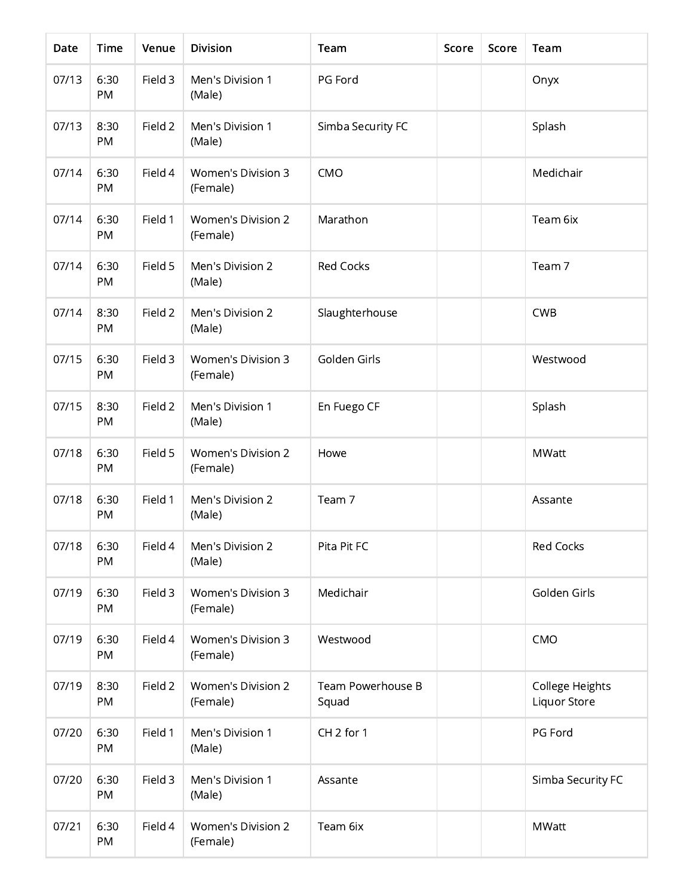| Date | Time | Venue | Division | Team | Score | Score | Team |
| --- | --- | --- | --- | --- | --- | --- | --- |
| 07/13 | 6:30 PM | Field 3 | Men's Division 1 (Male) | PG Ford | | | Onyx |
| 07/13 | 8:30 PM | Field 2 | Men's Division 1 (Male) | Simba Security FC | | | Splash |
| 07/14 | 6:30 PM | Field 4 | Women's Division 3 (Female) | CMO | | | Medichair |
| 07/14 | 6:30 PM | Field 1 | Women's Division 2 (Female) | Marathon | | | Team 6ix |
| 07/14 | 6:30 PM | Field 5 | Men's Division 2 (Male) | Red Cocks | | | Team 7 |
| 07/14 | 8:30 PM | Field 2 | Men's Division 2 (Male) | Slaughterhouse | | | CWB |
| 07/15 | 6:30 PM | Field 3 | Women's Division 3 (Female) | Golden Girls | | | Westwood |
| 07/15 | 8:30 PM | Field 2 | Men's Division 1 (Male) | En Fuego CF | | | Splash |
| 07/18 | 6:30 PM | Field 5 | Women's Division 2 (Female) | Howe | | | MWatt |
| 07/18 | 6:30 PM | Field 1 | Men's Division 2 (Male) | Team 7 | | | Assante |
| 07/18 | 6:30 PM | Field 4 | Men's Division 2 (Male) | Pita Pit FC | | | Red Cocks |
| 07/19 | 6:30 PM | Field 3 | Women's Division 3 (Female) | Medichair | | | Golden Girls |
| 07/19 | 6:30 PM | Field 4 | Women's Division 3 (Female) | Westwood | | | CMO |
| 07/19 | 8:30 PM | Field 2 | Women's Division 2 (Female) | Team Powerhouse B Squad | | | College Heights Liquor Store |
| 07/20 | 6:30 PM | Field 1 | Men's Division 1 (Male) | CH 2 for 1 | | | PG Ford |
| 07/20 | 6:30 PM | Field 3 | Men's Division 1 (Male) | Assante | | | Simba Security FC |
| 07/21 | 6:30 PM | Field 4 | Women's Division 2 (Female) | Team 6ix | | | MWatt |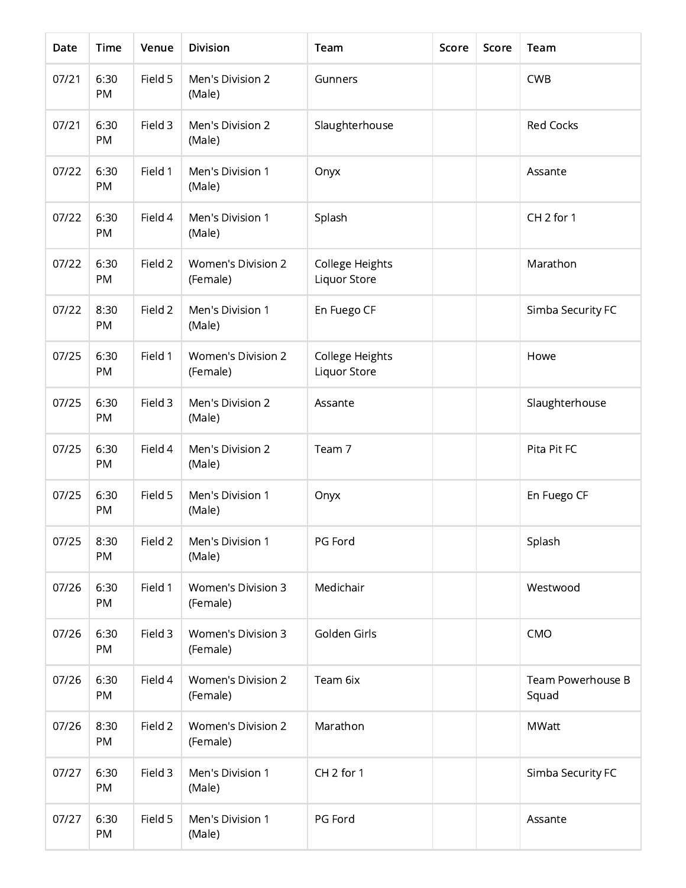| Date | Time | Venue | Division | Team | Score | Score | Team |
|---|---|---|---|---|---|---|---|
| 07/21 | 6:30 PM | Field 5 | Men's Division 2 (Male) | Gunners | | | CWB |
| 07/21 | 6:30 PM | Field 3 | Men's Division 2 (Male) | Slaughterhouse | | | Red Cocks |
| 07/22 | 6:30 PM | Field 1 | Men's Division 1 (Male) | Onyx | | | Assante |
| 07/22 | 6:30 PM | Field 4 | Men's Division 1 (Male) | Splash | | | CH 2 for 1 |
| 07/22 | 6:30 PM | Field 2 | Women's Division 2 (Female) | College Heights Liquor Store | | | Marathon |
| 07/22 | 8:30 PM | Field 2 | Men's Division 1 (Male) | En Fuego CF | | | Simba Security FC |
| 07/25 | 6:30 PM | Field 1 | Women's Division 2 (Female) | College Heights Liquor Store | | | Howe |
| 07/25 | 6:30 PM | Field 3 | Men's Division 2 (Male) | Assante | | | Slaughterhouse |
| 07/25 | 6:30 PM | Field 4 | Men's Division 2 (Male) | Team 7 | | | Pita Pit FC |
| 07/25 | 6:30 PM | Field 5 | Men's Division 1 (Male) | Onyx | | | En Fuego CF |
| 07/25 | 8:30 PM | Field 2 | Men's Division 1 (Male) | PG Ford | | | Splash |
| 07/26 | 6:30 PM | Field 1 | Women's Division 3 (Female) | Medichair | | | Westwood |
| 07/26 | 6:30 PM | Field 3 | Women's Division 3 (Female) | Golden Girls | | | CMO |
| 07/26 | 6:30 PM | Field 4 | Women's Division 2 (Female) | Team 6ix | | | Team Powerhouse B Squad |
| 07/26 | 8:30 PM | Field 2 | Women's Division 2 (Female) | Marathon | | | MWatt |
| 07/27 | 6:30 PM | Field 3 | Men's Division 1 (Male) | CH 2 for 1 | | | Simba Security FC |
| 07/27 | 6:30 PM | Field 5 | Men's Division 1 (Male) | PG Ford | | | Assante |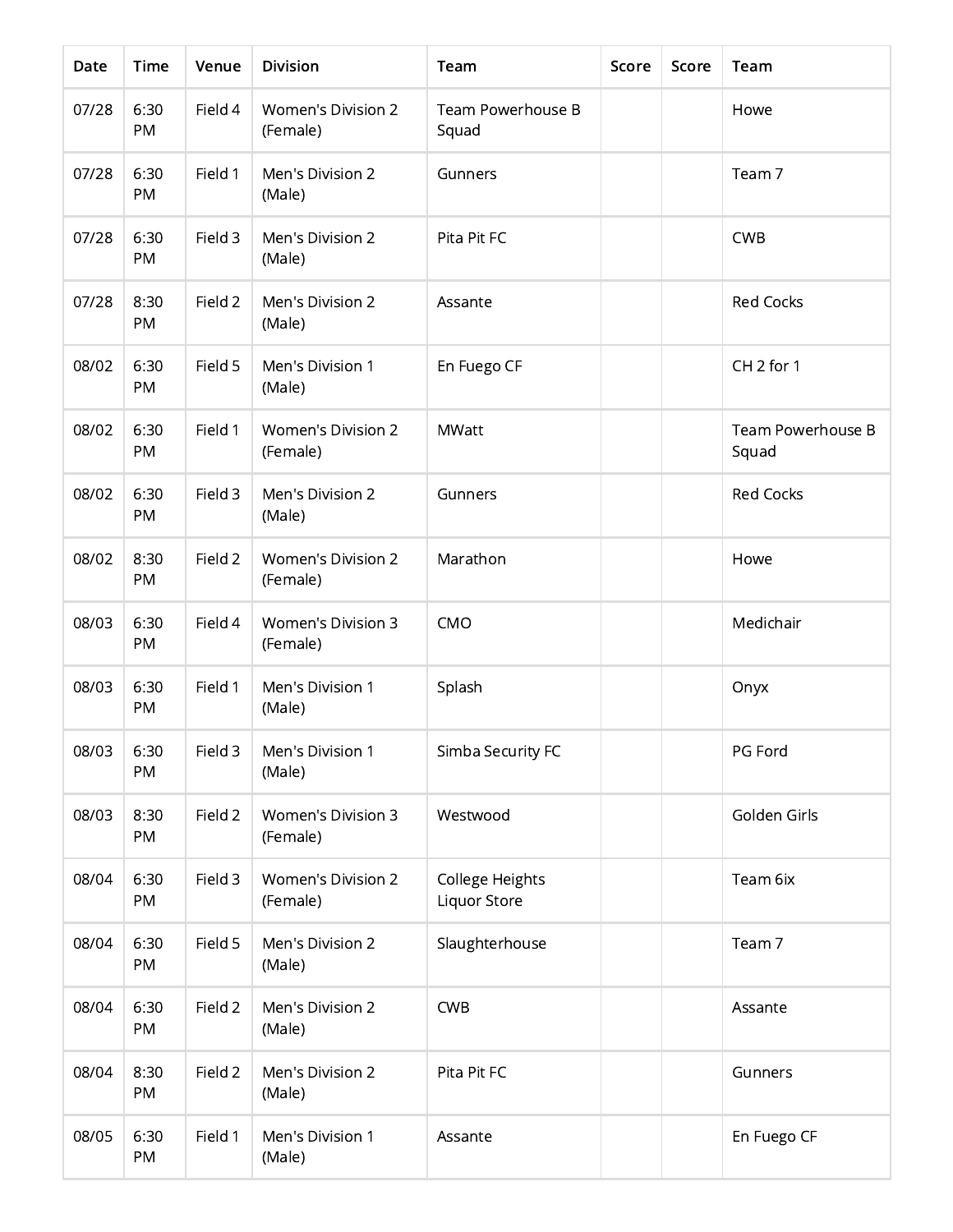| Date | Time | Venue | Division | Team | Score | Score | Team |
|---|---|---|---|---|---|---|---|
| 07/28 | 6:30 PM | Field 4 | Women's Division 2 (Female) | Team Powerhouse B Squad | | | Howe |
| 07/28 | 6:30 PM | Field 1 | Men's Division 2 (Male) | Gunners | | | Team 7 |
| 07/28 | 6:30 PM | Field 3 | Men's Division 2 (Male) | Pita Pit FC | | | CWB |
| 07/28 | 8:30 PM | Field 2 | Men's Division 2 (Male) | Assante | | | Red Cocks |
| 08/02 | 6:30 PM | Field 5 | Men's Division 1 (Male) | En Fuego CF | | | CH 2 for 1 |
| 08/02 | 6:30 PM | Field 1 | Women's Division 2 (Female) | MWatt | | | Team Powerhouse B Squad |
| 08/02 | 6:30 PM | Field 3 | Men's Division 2 (Male) | Gunners | | | Red Cocks |
| 08/02 | 8:30 PM | Field 2 | Women's Division 2 (Female) | Marathon | | | Howe |
| 08/03 | 6:30 PM | Field 4 | Women's Division 3 (Female) | CMO | | | Medichair |
| 08/03 | 6:30 PM | Field 1 | Men's Division 1 (Male) | Splash | | | Onyx |
| 08/03 | 6:30 PM | Field 3 | Men's Division 1 (Male) | Simba Security FC | | | PG Ford |
| 08/03 | 8:30 PM | Field 2 | Women's Division 3 (Female) | Westwood | | | Golden Girls |
| 08/04 | 6:30 PM | Field 3 | Women's Division 2 (Female) | College Heights Liquor Store | | | Team 6ix |
| 08/04 | 6:30 PM | Field 5 | Men's Division 2 (Male) | Slaughterhouse | | | Team 7 |
| 08/04 | 6:30 PM | Field 2 | Men's Division 2 (Male) | CWB | | | Assante |
| 08/04 | 8:30 PM | Field 2 | Men's Division 2 (Male) | Pita Pit FC | | | Gunners |
| 08/05 | 6:30 PM | Field 1 | Men's Division 1 (Male) | Assante | | | En Fuego CF |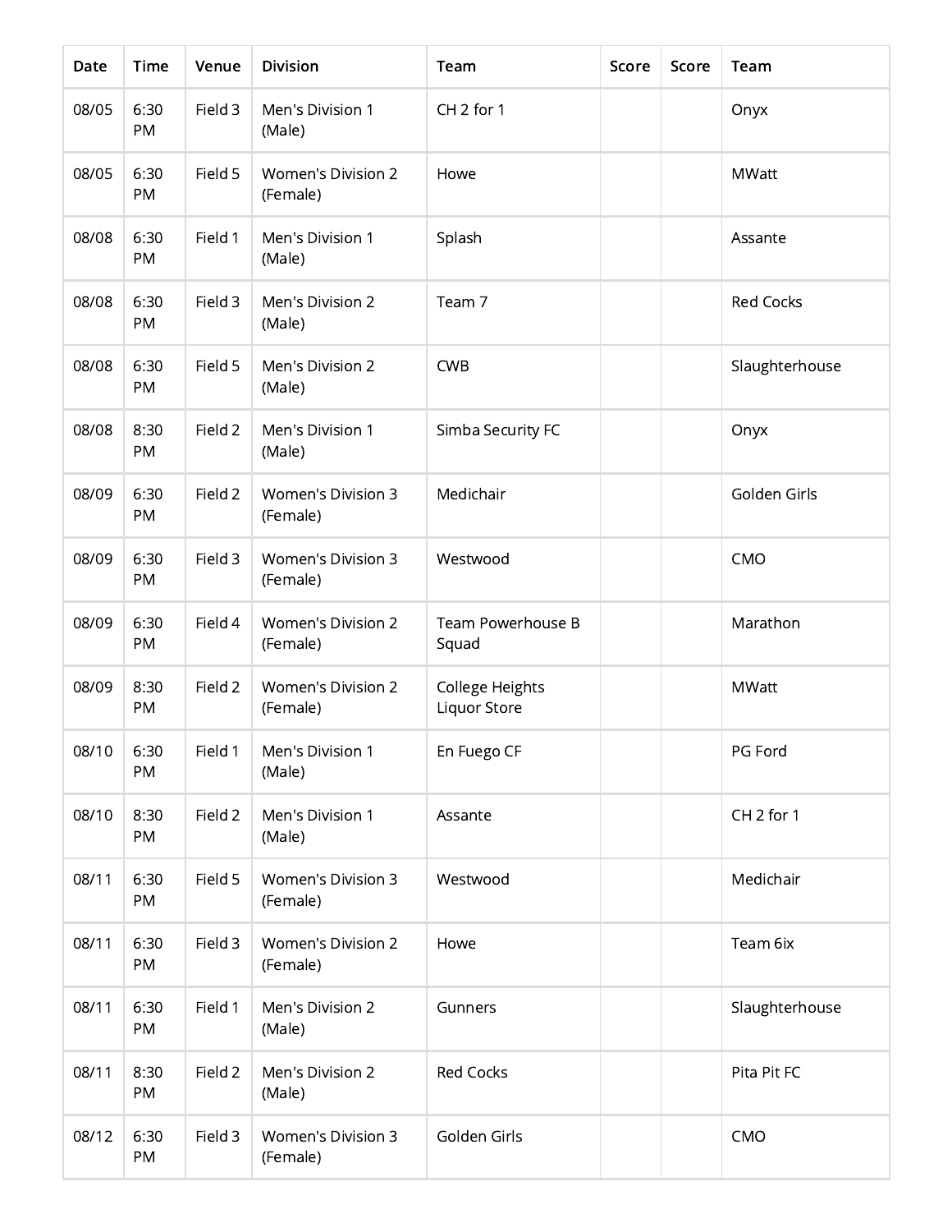| Date | Time | Venue | Division | Team | Score | Score | Team |
|---|---|---|---|---|---|---|---|
| 08/05 | 6:30 PM | Field 3 | Men's Division 1 (Male) | CH 2 for 1 | | | Onyx |
| 08/05 | 6:30 PM | Field 5 | Women's Division 2 (Female) | Howe | | | MWatt |
| 08/08 | 6:30 PM | Field 1 | Men's Division 1 (Male) | Splash | | | Assante |
| 08/08 | 6:30 PM | Field 3 | Men's Division 2 (Male) | Team 7 | | | Red Cocks |
| 08/08 | 6:30 PM | Field 5 | Men's Division 2 (Male) | CWB | | | Slaughterhouse |
| 08/08 | 8:30 PM | Field 2 | Men's Division 1 (Male) | Simba Security FC | | | Onyx |
| 08/09 | 6:30 PM | Field 2 | Women's Division 3 (Female) | Medichair | | | Golden Girls |
| 08/09 | 6:30 PM | Field 3 | Women's Division 3 (Female) | Westwood | | | CMO |
| 08/09 | 6:30 PM | Field 4 | Women's Division 2 (Female) | Team Powerhouse B Squad | | | Marathon |
| 08/09 | 8:30 PM | Field 2 | Women's Division 2 (Female) | College Heights Liquor Store | | | MWatt |
| 08/10 | 6:30 PM | Field 1 | Men's Division 1 (Male) | En Fuego CF | | | PG Ford |
| 08/10 | 8:30 PM | Field 2 | Men's Division 1 (Male) | Assante | | | CH 2 for 1 |
| 08/11 | 6:30 PM | Field 5 | Women's Division 3 (Female) | Westwood | | | Medichair |
| 08/11 | 6:30 PM | Field 3 | Women's Division 2 (Female) | Howe | | | Team 6ix |
| 08/11 | 6:30 PM | Field 1 | Men's Division 2 (Male) | Gunners | | | Slaughterhouse |
| 08/11 | 8:30 PM | Field 2 | Men's Division 2 (Male) | Red Cocks | | | Pita Pit FC |
| 08/12 | 6:30 PM | Field 3 | Women's Division 3 (Female) | Golden Girls | | | CMO |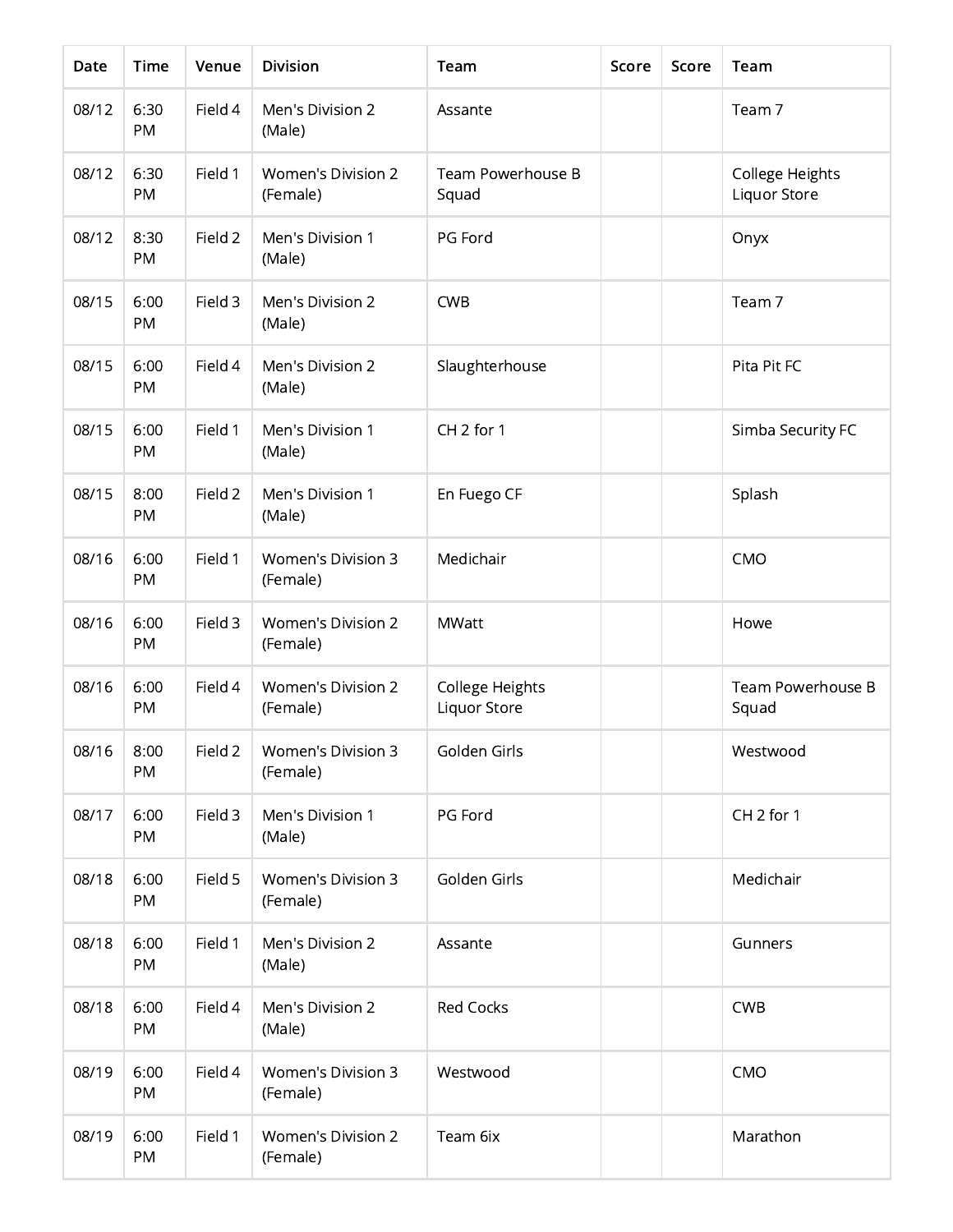| Date | Time | Venue | Division | Team | Score | Score | Team |
| --- | --- | --- | --- | --- | --- | --- | --- |
| 08/12 | 6:30 PM | Field 4 | Men's Division 2 (Male) | Assante | | | Team 7 |
| 08/12 | 6:30 PM | Field 1 | Women's Division 2 (Female) | Team Powerhouse B Squad | | | College Heights Liquor Store |
| 08/12 | 8:30 PM | Field 2 | Men's Division 1 (Male) | PG Ford | | | Onyx |
| 08/15 | 6:00 PM | Field 3 | Men's Division 2 (Male) | CWB | | | Team 7 |
| 08/15 | 6:00 PM | Field 4 | Men's Division 2 (Male) | Slaughterhouse | | | Pita Pit FC |
| 08/15 | 6:00 PM | Field 1 | Men's Division 1 (Male) | CH 2 for 1 | | | Simba Security FC |
| 08/15 | 8:00 PM | Field 2 | Men's Division 1 (Male) | En Fuego CF | | | Splash |
| 08/16 | 6:00 PM | Field 1 | Women's Division 3 (Female) | Medichair | | | CMO |
| 08/16 | 6:00 PM | Field 3 | Women's Division 2 (Female) | MWatt | | | Howe |
| 08/16 | 6:00 PM | Field 4 | Women's Division 2 (Female) | College Heights Liquor Store | | | Team Powerhouse B Squad |
| 08/16 | 8:00 PM | Field 2 | Women's Division 3 (Female) | Golden Girls | | | Westwood |
| 08/17 | 6:00 PM | Field 3 | Men's Division 1 (Male) | PG Ford | | | CH 2 for 1 |
| 08/18 | 6:00 PM | Field 5 | Women's Division 3 (Female) | Golden Girls | | | Medichair |
| 08/18 | 6:00 PM | Field 1 | Men's Division 2 (Male) | Assante | | | Gunners |
| 08/18 | 6:00 PM | Field 4 | Men's Division 2 (Male) | Red Cocks | | | CWB |
| 08/19 | 6:00 PM | Field 4 | Women's Division 3 (Female) | Westwood | | | CMO |
| 08/19 | 6:00 PM | Field 1 | Women's Division 2 (Female) | Team 6ix | | | Marathon |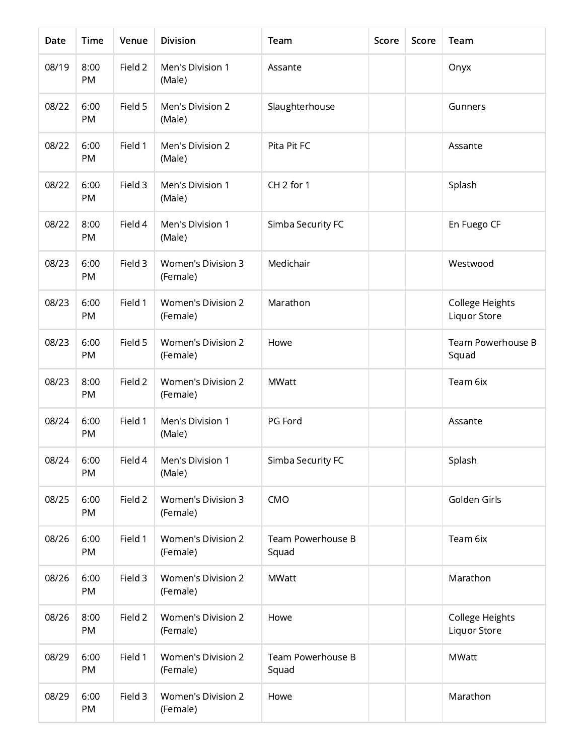| Date | Time | Venue | Division | Team | Score | Score | Team |
|---|---|---|---|---|---|---|---|
| 08/19 | 8:00 PM | Field 2 | Men's Division 1 (Male) | Assante | | | Onyx |
| 08/22 | 6:00 PM | Field 5 | Men's Division 2 (Male) | Slaughterhouse | | | Gunners |
| 08/22 | 6:00 PM | Field 1 | Men's Division 2 (Male) | Pita Pit FC | | | Assante |
| 08/22 | 6:00 PM | Field 3 | Men's Division 1 (Male) | CH 2 for 1 | | | Splash |
| 08/22 | 8:00 PM | Field 4 | Men's Division 1 (Male) | Simba Security FC | | | En Fuego CF |
| 08/23 | 6:00 PM | Field 3 | Women's Division 3 (Female) | Medichair | | | Westwood |
| 08/23 | 6:00 PM | Field 1 | Women's Division 2 (Female) | Marathon | | | College Heights Liquor Store |
| 08/23 | 6:00 PM | Field 5 | Women's Division 2 (Female) | Howe | | | Team Powerhouse B Squad |
| 08/23 | 8:00 PM | Field 2 | Women's Division 2 (Female) | MWatt | | | Team 6ix |
| 08/24 | 6:00 PM | Field 1 | Men's Division 1 (Male) | PG Ford | | | Assante |
| 08/24 | 6:00 PM | Field 4 | Men's Division 1 (Male) | Simba Security FC | | | Splash |
| 08/25 | 6:00 PM | Field 2 | Women's Division 3 (Female) | CMO | | | Golden Girls |
| 08/26 | 6:00 PM | Field 1 | Women's Division 2 (Female) | Team Powerhouse B Squad | | | Team 6ix |
| 08/26 | 6:00 PM | Field 3 | Women's Division 2 (Female) | MWatt | | | Marathon |
| 08/26 | 8:00 PM | Field 2 | Women's Division 2 (Female) | Howe | | | College Heights Liquor Store |
| 08/29 | 6:00 PM | Field 1 | Women's Division 2 (Female) | Team Powerhouse B Squad | | | MWatt |
| 08/29 | 6:00 PM | Field 3 | Women's Division 2 (Female) | Howe | | | Marathon |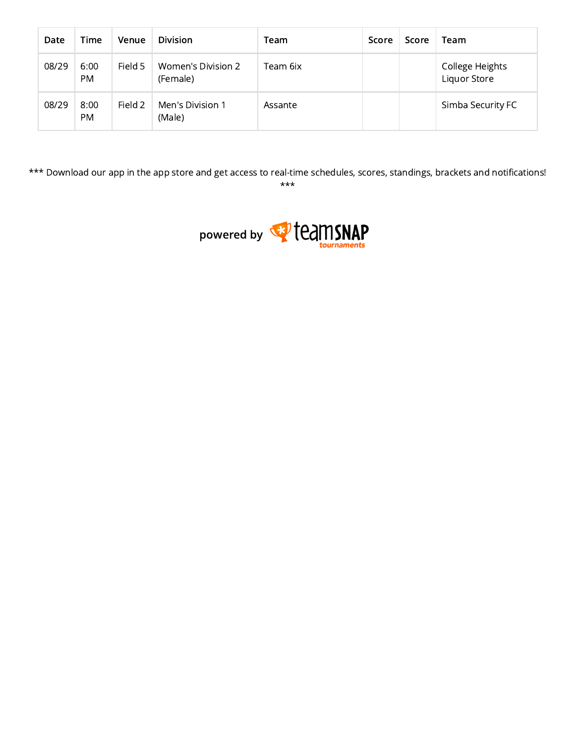| Date | Time | Venue | Division | Team | Score | Score | Team |
| --- | --- | --- | --- | --- | --- | --- | --- |
| 08/29 | 6:00 PM | Field 5 | Women's Division 2 (Female) | Team 6ix | | | College Heights Liquor Store |
| 08/29 | 8:00 PM | Field 2 | Men's Division 1 (Male) | Assante | | | Simba Security FC |

*** Download our app in the app store and get access to real-time schedules, scores, standings, brackets and notifications! ***

powered by teamSNAP tournaments